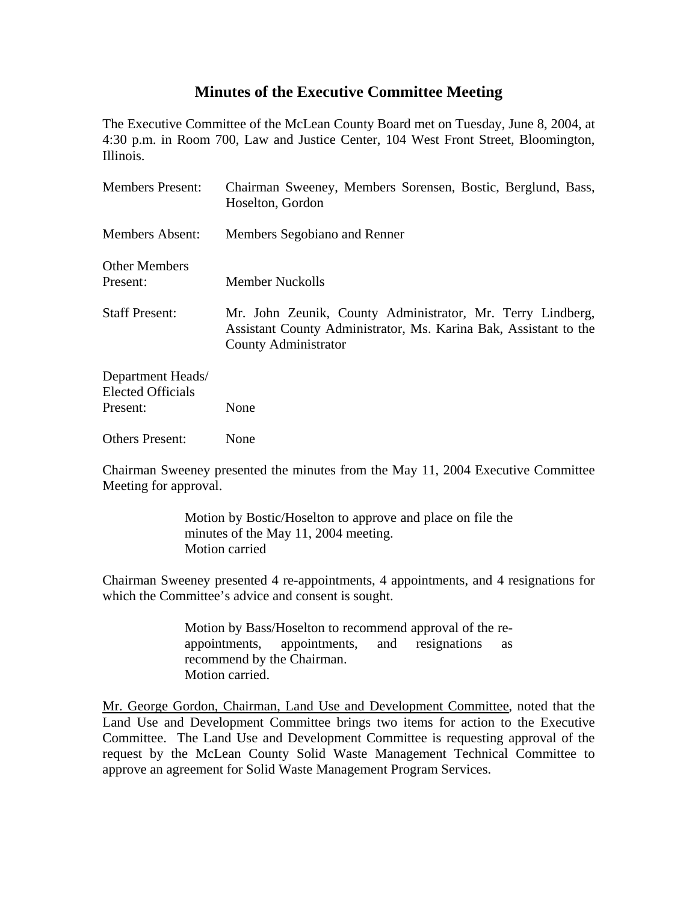# Minutes of the Executive Committee Meeting

The Executive Committee of the McLean County Board met on Tuesday, June 8, 2004, at 4:30 p.m. in Room 700, Law and Justice Center, 104 West Front Street, Bloomington, Illinois.

| | |
|---|---|
| Members Present: | Chairman Sweeney, Members Sorensen, Bostic, Berglund, Bass, Hoselton, Gordon |
| Members Absent: | Members Segobiano and Renner |
| Other Members Present: | Member Nuckolls |
| Staff Present: | Mr. John Zeunik, County Administrator, Mr. Terry Lindberg, Assistant County Administrator, Ms. Karina Bak, Assistant to the County Administrator |
| Department Heads/ Elected Officials Present: | None |
| Others Present: | None |

Chairman Sweeney presented the minutes from the May 11, 2004 Executive Committee Meeting for approval.

> Motion by Bostic/Hoselton to approve and place on file the minutes of the May 11, 2004 meeting.
> Motion carried

Chairman Sweeney presented 4 re-appointments, 4 appointments, and 4 resignations for which the Committee's advice and consent is sought.

> Motion by Bass/Hoselton to recommend approval of the re-appointments, appointments, and resignations as recommend by the Chairman.
> Motion carried.

<u>Mr. George Gordon, Chairman, Land Use and Development Committee</u>, noted that the Land Use and Development Committee brings two items for action to the Executive Committee. The Land Use and Development Committee is requesting approval of the request by the McLean County Solid Waste Management Technical Committee to approve an agreement for Solid Waste Management Program Services.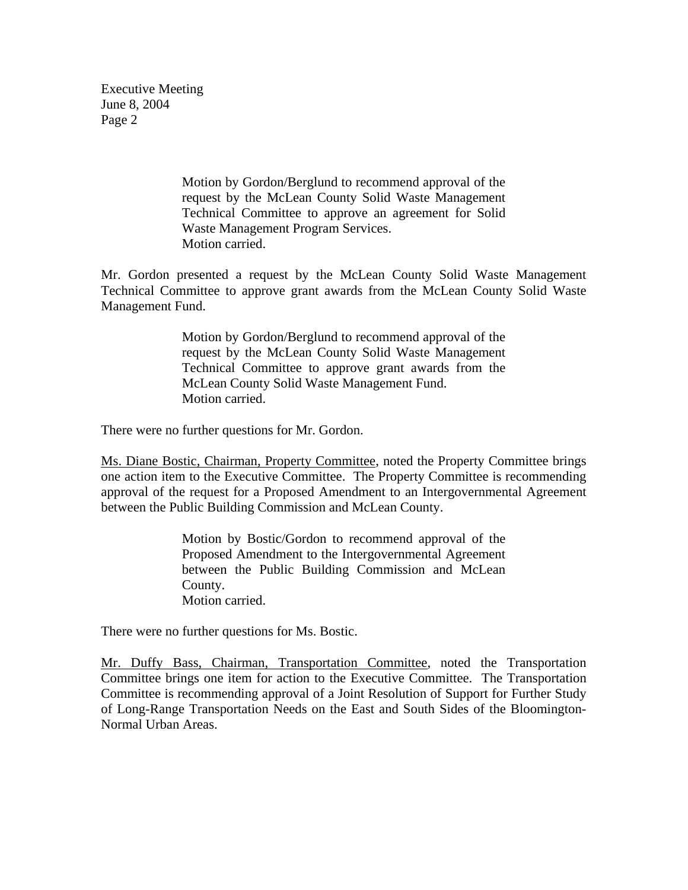> Motion by Gordon/Berglund to recommend approval of the request by the McLean County Solid Waste Management Technical Committee to approve an agreement for Solid Waste Management Program Services.
> Motion carried.

Mr. Gordon presented a request by the McLean County Solid Waste Management Technical Committee to approve grant awards from the McLean County Solid Waste Management Fund.

> Motion by Gordon/Berglund to recommend approval of the request by the McLean County Solid Waste Management Technical Committee to approve grant awards from the McLean County Solid Waste Management Fund.
> Motion carried.

There were no further questions for Mr. Gordon.

<u>Ms. Diane Bostic, Chairman, Property Committee</u>, noted the Property Committee brings one action item to the Executive Committee. The Property Committee is recommending approval of the request for a Proposed Amendment to an Intergovernmental Agreement between the Public Building Commission and McLean County.

> Motion by Bostic/Gordon to recommend approval of the Proposed Amendment to the Intergovernmental Agreement between the Public Building Commission and McLean County.
> Motion carried.

There were no further questions for Ms. Bostic.

<u>Mr. Duffy Bass, Chairman, Transportation Committee</u>, noted the Transportation Committee brings one item for action to the Executive Committee. The Transportation Committee is recommending approval of a Joint Resolution of Support for Further Study of Long-Range Transportation Needs on the East and South Sides of the Bloomington-Normal Urban Areas.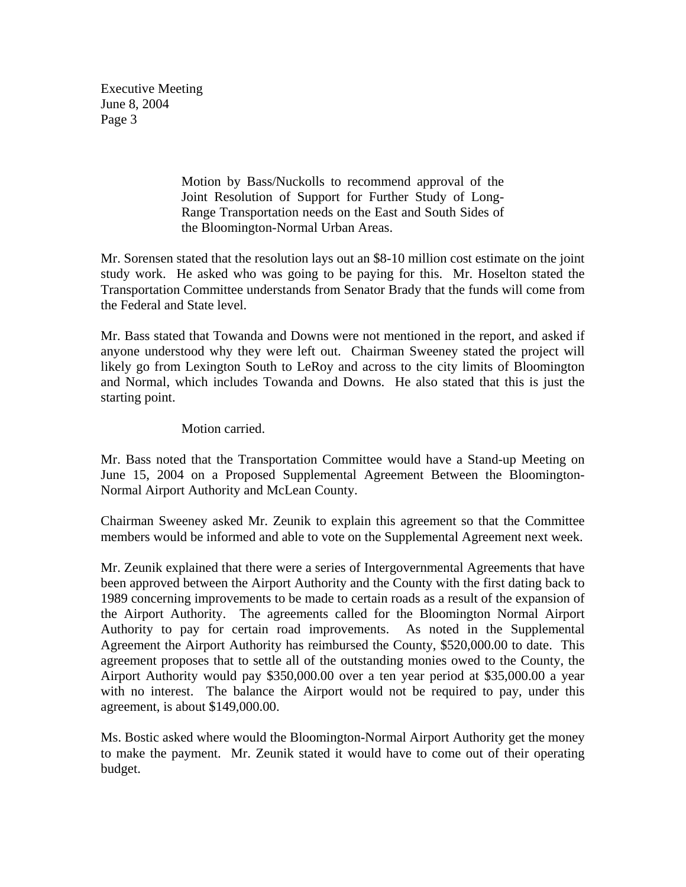Motion by Bass/Nuckolls to recommend approval of the Joint Resolution of Support for Further Study of Long-Range Transportation needs on the East and South Sides of the Bloomington-Normal Urban Areas.

Mr. Sorensen stated that the resolution lays out an $8-10 million cost estimate on the joint study work. He asked who was going to be paying for this. Mr. Hoselton stated the Transportation Committee understands from Senator Brady that the funds will come from the Federal and State level.

Mr. Bass stated that Towanda and Downs were not mentioned in the report, and asked if anyone understood why they were left out. Chairman Sweeney stated the project will likely go from Lexington South to LeRoy and across to the city limits of Bloomington and Normal, which includes Towanda and Downs. He also stated that this is just the starting point.

Motion carried.

Mr. Bass noted that the Transportation Committee would have a Stand-up Meeting on June 15, 2004 on a Proposed Supplemental Agreement Between the Bloomington-Normal Airport Authority and McLean County.

Chairman Sweeney asked Mr. Zeunik to explain this agreement so that the Committee members would be informed and able to vote on the Supplemental Agreement next week.

Mr. Zeunik explained that there were a series of Intergovernmental Agreements that have been approved between the Airport Authority and the County with the first dating back to 1989 concerning improvements to be made to certain roads as a result of the expansion of the Airport Authority. The agreements called for the Bloomington Normal Airport Authority to pay for certain road improvements. As noted in the Supplemental Agreement the Airport Authority has reimbursed the County, $520,000.00 to date. This agreement proposes that to settle all of the outstanding monies owed to the County, the Airport Authority would pay $350,000.00 over a ten year period at $35,000.00 a year with no interest. The balance the Airport would not be required to pay, under this agreement, is about $149,000.00.

Ms. Bostic asked where would the Bloomington-Normal Airport Authority get the money to make the payment. Mr. Zeunik stated it would have to come out of their operating budget.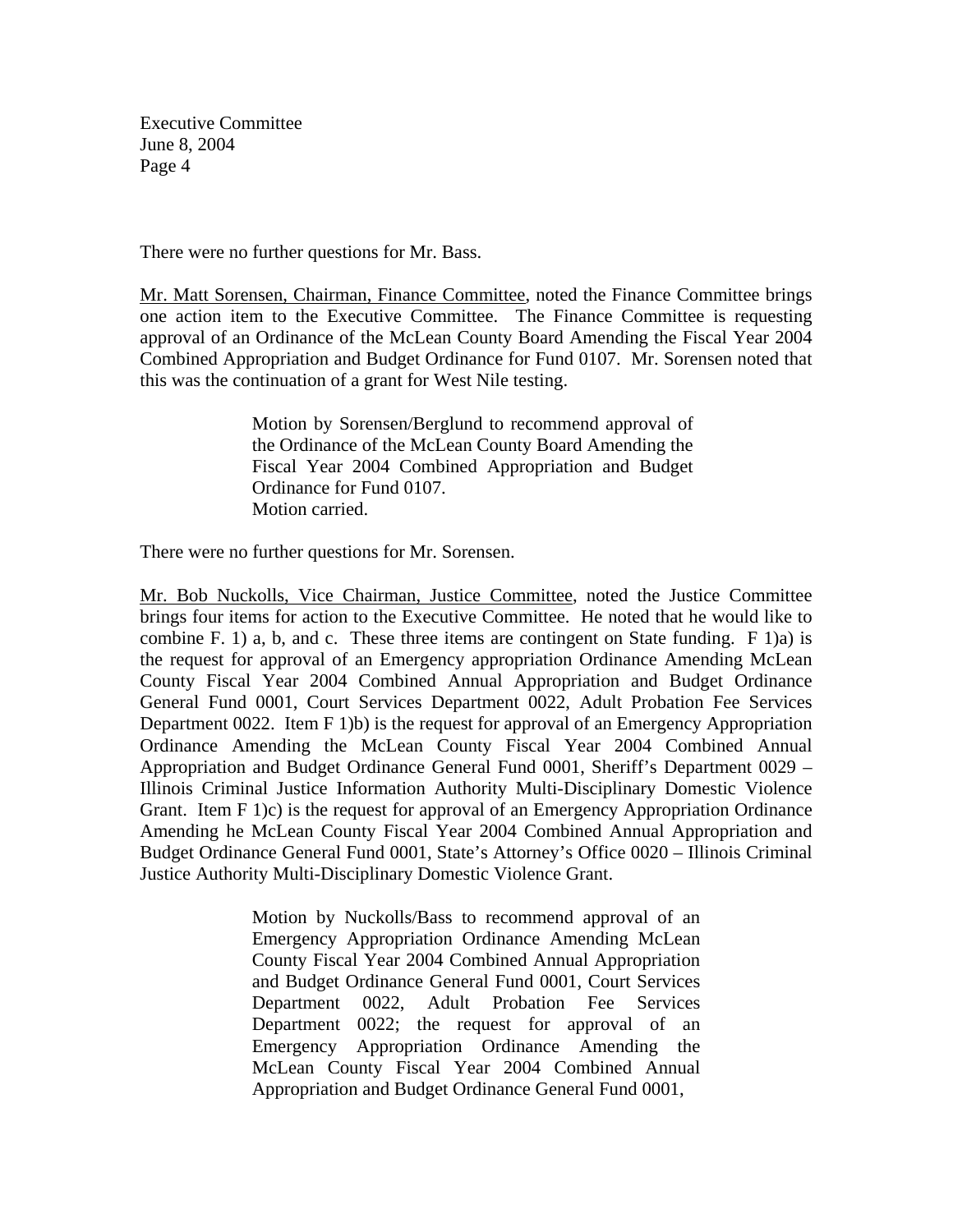There were no further questions for Mr. Bass.

Mr. Matt Sorensen, Chairman, Finance Committee, noted the Finance Committee brings one action item to the Executive Committee. The Finance Committee is requesting approval of an Ordinance of the McLean County Board Amending the Fiscal Year 2004 Combined Appropriation and Budget Ordinance for Fund 0107. Mr. Sorensen noted that this was the continuation of a grant for West Nile testing.

> Motion by Sorensen/Berglund to recommend approval of the Ordinance of the McLean County Board Amending the Fiscal Year 2004 Combined Appropriation and Budget Ordinance for Fund 0107.
> Motion carried.

There were no further questions for Mr. Sorensen.

Mr. Bob Nuckolls, Vice Chairman, Justice Committee, noted the Justice Committee brings four items for action to the Executive Committee. He noted that he would like to combine F. 1) a, b, and c. These three items are contingent on State funding. F 1)a) is the request for approval of an Emergency appropriation Ordinance Amending McLean County Fiscal Year 2004 Combined Annual Appropriation and Budget Ordinance General Fund 0001, Court Services Department 0022, Adult Probation Fee Services Department 0022. Item F 1)b) is the request for approval of an Emergency Appropriation Ordinance Amending the McLean County Fiscal Year 2004 Combined Annual Appropriation and Budget Ordinance General Fund 0001, Sheriff's Department 0029 – Illinois Criminal Justice Information Authority Multi-Disciplinary Domestic Violence Grant. Item F 1)c) is the request for approval of an Emergency Appropriation Ordinance Amending he McLean County Fiscal Year 2004 Combined Annual Appropriation and Budget Ordinance General Fund 0001, State's Attorney's Office 0020 – Illinois Criminal Justice Authority Multi-Disciplinary Domestic Violence Grant.

> Motion by Nuckolls/Bass to recommend approval of an Emergency Appropriation Ordinance Amending McLean County Fiscal Year 2004 Combined Annual Appropriation and Budget Ordinance General Fund 0001, Court Services Department 0022, Adult Probation Fee Services Department 0022; the request for approval of an Emergency Appropriation Ordinance Amending the McLean County Fiscal Year 2004 Combined Annual Appropriation and Budget Ordinance General Fund 0001,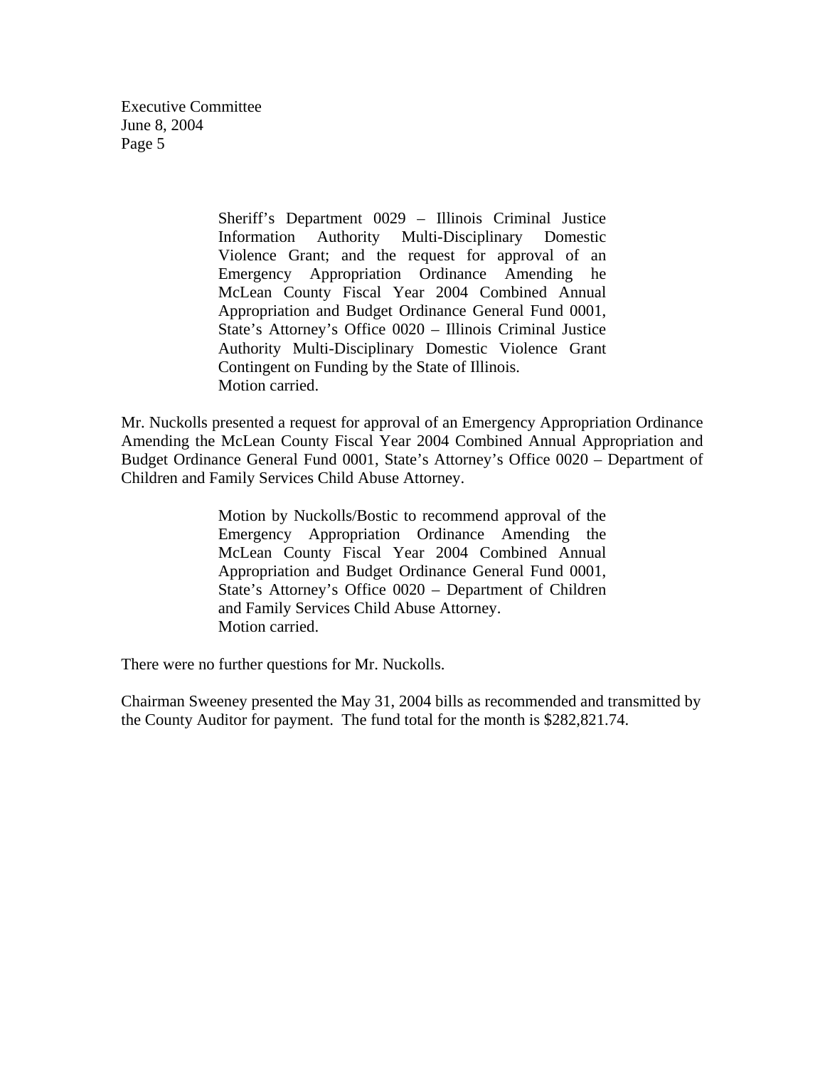Sheriff's Department 0029 – Illinois Criminal Justice Information Authority Multi-Disciplinary Domestic Violence Grant; and the request for approval of an Emergency Appropriation Ordinance Amending he McLean County Fiscal Year 2004 Combined Annual Appropriation and Budget Ordinance General Fund 0001, State's Attorney's Office 0020 – Illinois Criminal Justice Authority Multi-Disciplinary Domestic Violence Grant Contingent on Funding by the State of Illinois.
Motion carried.

Mr. Nuckolls presented a request for approval of an Emergency Appropriation Ordinance Amending the McLean County Fiscal Year 2004 Combined Annual Appropriation and Budget Ordinance General Fund 0001, State's Attorney's Office 0020 – Department of Children and Family Services Child Abuse Attorney.

> Motion by Nuckolls/Bostic to recommend approval of the Emergency Appropriation Ordinance Amending the McLean County Fiscal Year 2004 Combined Annual Appropriation and Budget Ordinance General Fund 0001, State's Attorney's Office 0020 – Department of Children and Family Services Child Abuse Attorney.
> Motion carried.

There were no further questions for Mr. Nuckolls.

Chairman Sweeney presented the May 31, 2004 bills as recommended and transmitted by the County Auditor for payment. The fund total for the month is $282,821.74.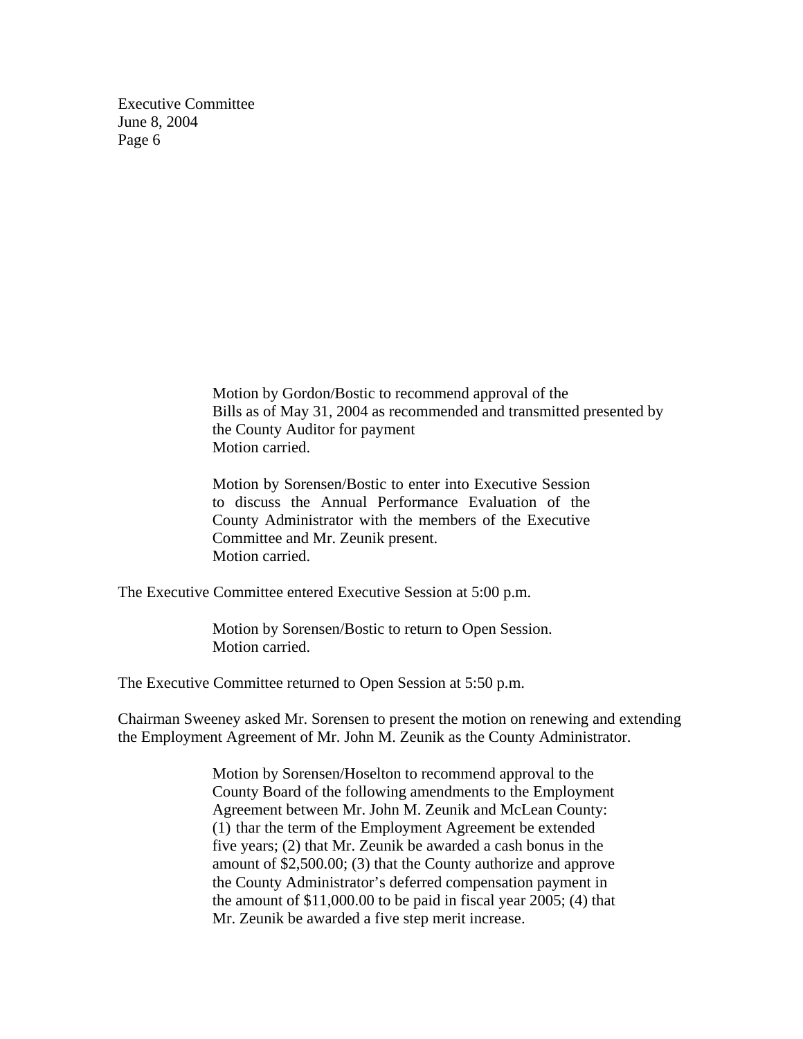Motion by Gordon/Bostic to recommend approval of the Bills as of May 31, 2004 as recommended and transmitted presented by the County Auditor for payment
Motion carried.

Motion by Sorensen/Bostic to enter into Executive Session to discuss the Annual Performance Evaluation of the County Administrator with the members of the Executive Committee and Mr. Zeunik present.
Motion carried.

The Executive Committee entered Executive Session at 5:00 p.m.

Motion by Sorensen/Bostic to return to Open Session.
Motion carried.

The Executive Committee returned to Open Session at 5:50 p.m.

Chairman Sweeney asked Mr. Sorensen to present the motion on renewing and extending the Employment Agreement of Mr. John M. Zeunik as the County Administrator.

Motion by Sorensen/Hoselton to recommend approval to the County Board of the following amendments to the Employment Agreement between Mr. John M. Zeunik and McLean County: (1) thar the term of the Employment Agreement be extended five years; (2) that Mr. Zeunik be awarded a cash bonus in the amount of $2,500.00; (3) that the County authorize and approve the County Administrator's deferred compensation payment in the amount of $11,000.00 to be paid in fiscal year 2005; (4) that Mr. Zeunik be awarded a five step merit increase.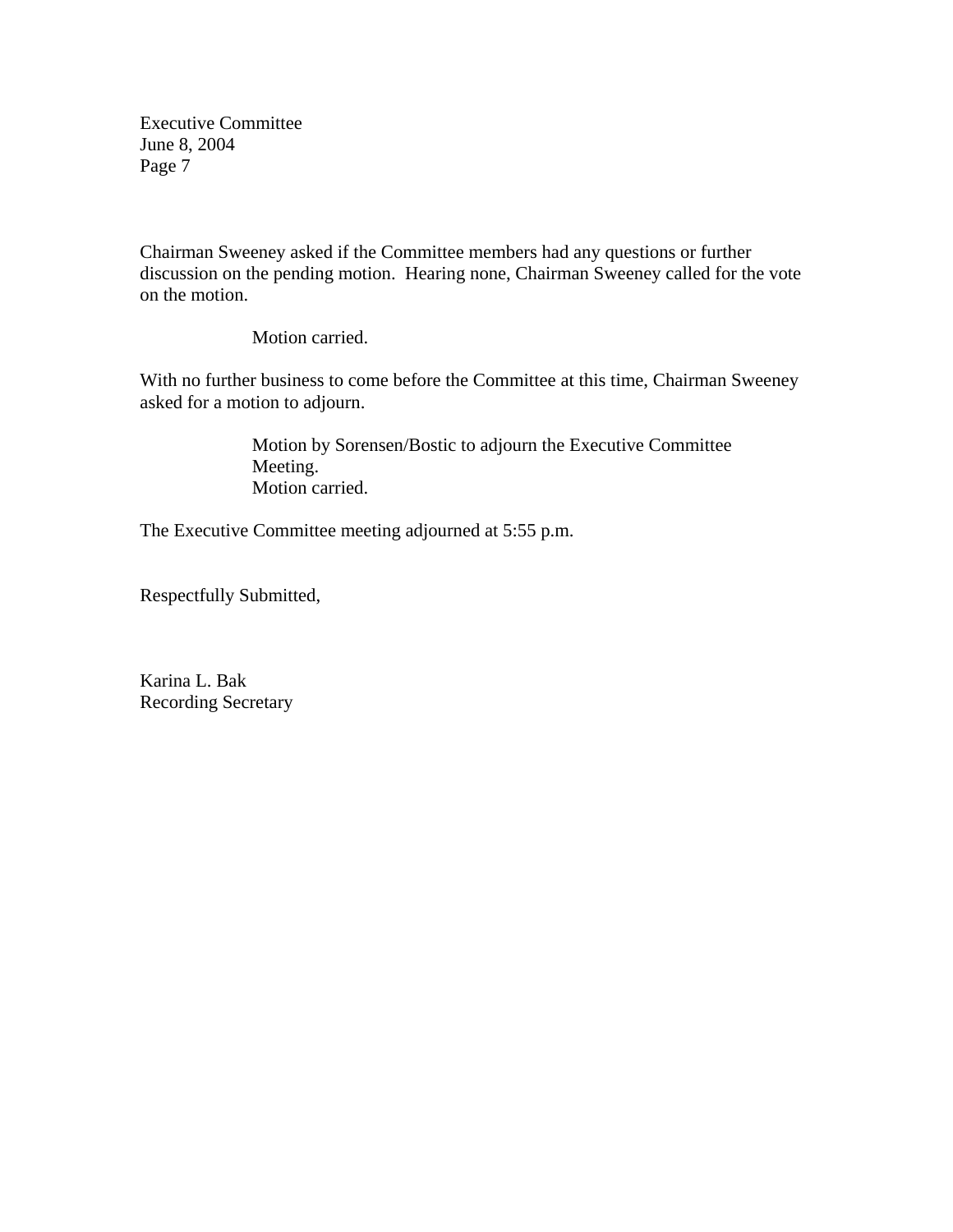Chairman Sweeney asked if the Committee members had any questions or further discussion on the pending motion. Hearing none, Chairman Sweeney called for the vote on the motion.

> Motion carried.

With no further business to come before the Committee at this time, Chairman Sweeney asked for a motion to adjourn.

> Motion by Sorensen/Bostic to adjourn the Executive Committee Meeting.
> Motion carried.

The Executive Committee meeting adjourned at 5:55 p.m.

Respectfully Submitted,

Karina L. Bak
Recording Secretary